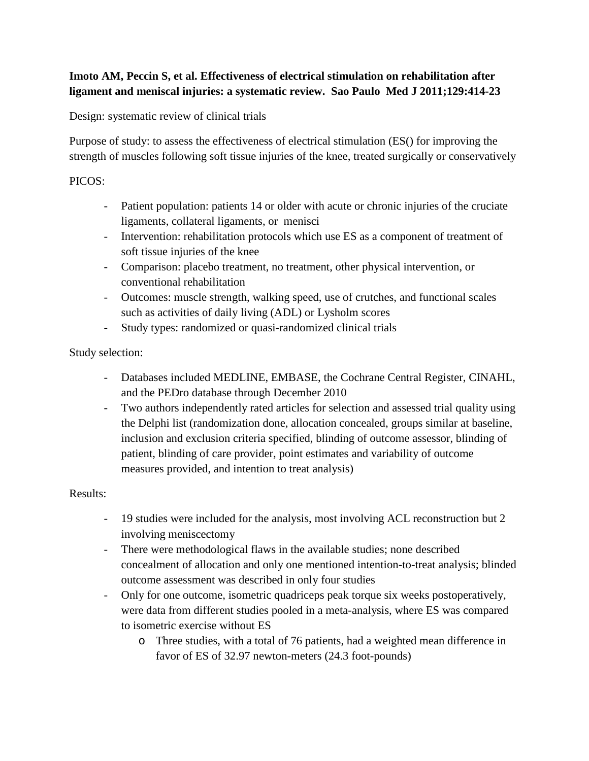**Imoto AM, Peccin S, et al. Effectiveness of electrical stimulation on rehabilitation after ligament and meniscal injuries: a systematic review. Sao Paulo Med J 2011;129:414-23**

Design: systematic review of clinical trials

Purpose of study: to assess the effectiveness of electrical stimulation (ES() for improving the strength of muscles following soft tissue injuries of the knee, treated surgically or conservatively

PICOS:

- Patient population: patients 14 or older with acute or chronic injuries of the cruciate ligaments, collateral ligaments, or menisci
- Intervention: rehabilitation protocols which use ES as a component of treatment of soft tissue injuries of the knee
- Comparison: placebo treatment, no treatment, other physical intervention, or conventional rehabilitation
- Outcomes: muscle strength, walking speed, use of crutches, and functional scales such as activities of daily living (ADL) or Lysholm scores
- Study types: randomized or quasi-randomized clinical trials

Study selection:

- Databases included MEDLINE, EMBASE, the Cochrane Central Register, CINAHL, and the PEDro database through December 2010
- Two authors independently rated articles for selection and assessed trial quality using the Delphi list (randomization done, allocation concealed, groups similar at baseline, inclusion and exclusion criteria specified, blinding of outcome assessor, blinding of patient, blinding of care provider, point estimates and variability of outcome measures provided, and intention to treat analysis)

Results:

- 19 studies were included for the analysis, most involving ACL reconstruction but 2 involving meniscectomy
- There were methodological flaws in the available studies; none described concealment of allocation and only one mentioned intention-to-treat analysis; blinded outcome assessment was described in only four studies
- Only for one outcome, isometric quadriceps peak torque six weeks postoperatively, were data from different studies pooled in a meta-analysis, where ES was compared to isometric exercise without ES
    - Three studies, with a total of 76 patients, had a weighted mean difference in favor of ES of 32.97 newton-meters (24.3 foot-pounds)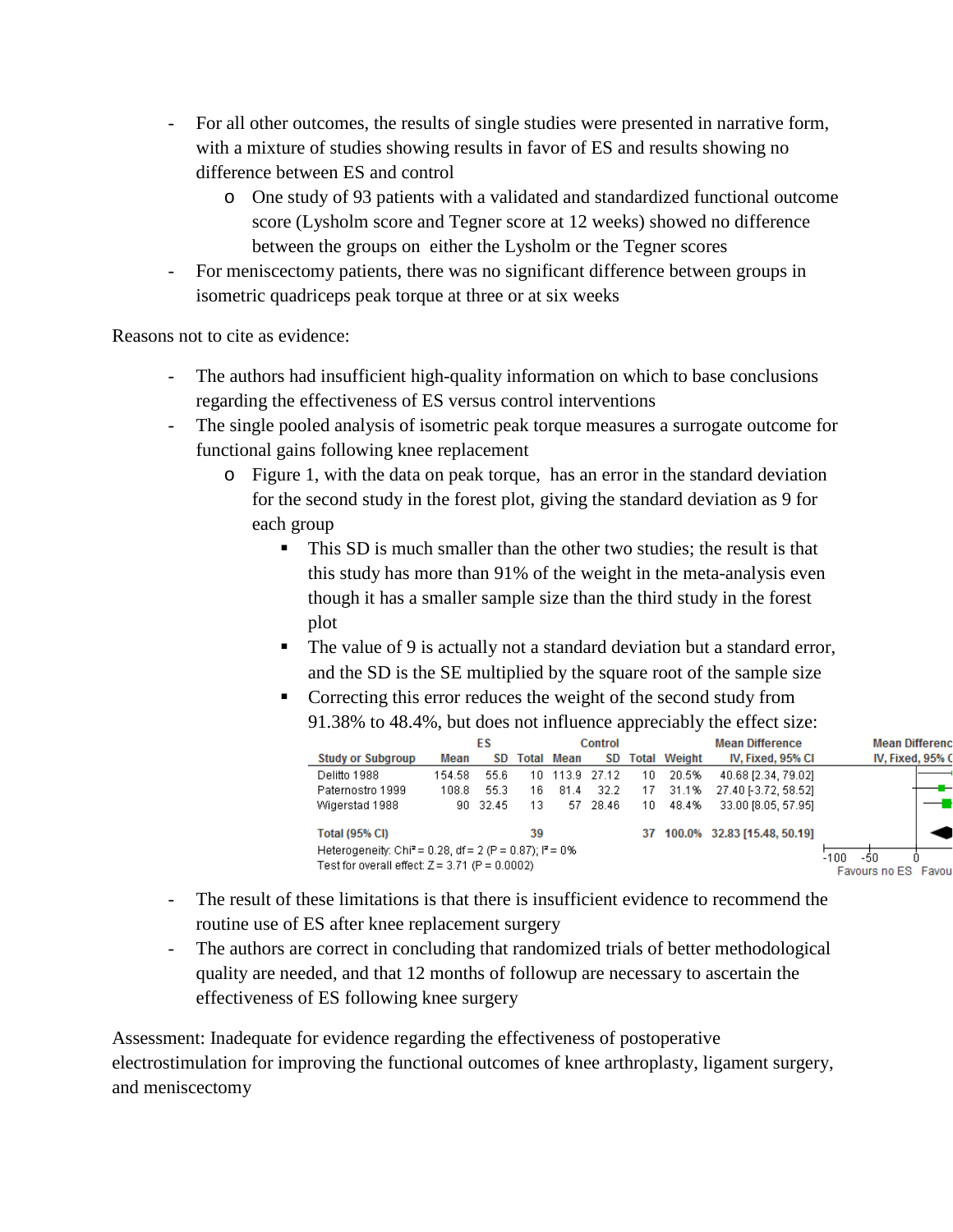- For all other outcomes, the results of single studies were presented in narrative form, with a mixture of studies showing results in favor of ES and results showing no difference between ES and control
    - One study of 93 patients with a validated and standardized functional outcome score (Lysholm score and Tegner score at 12 weeks) showed no difference between the groups on either the Lysholm or the Tegner scores
- For meniscectomy patients, there was no significant difference between groups in isometric quadriceps peak torque at three or at six weeks

Reasons not to cite as evidence:

- The authors had insufficient high-quality information on which to base conclusions regarding the effectiveness of ES versus control interventions
- The single pooled analysis of isometric peak torque measures a surrogate outcome for functional gains following knee replacement
    - Figure 1, with the data on peak torque, has an error in the standard deviation for the second study in the forest plot, giving the standard deviation as 9 for each group
        - This SD is much smaller than the other two studies; the result is that this study has more than 91% of the weight in the meta-analysis even though it has a smaller sample size than the third study in the forest plot
        - The value of 9 is actually not a standard deviation but a standard error, and the SD is the SE multiplied by the square root of the sample size
        - Correcting this error reduces the weight of the second study from 91.38% to 48.4%, but does not influence appreciably the effect size:

| | ES | | | Control | | | | Mean Difference |
|---|---|---|---|---|---|---|---|---|
| Study or Subgroup | Mean | SD | Total | Mean | SD | Total | Weight | IV, Fixed, 95% CI |
| Delitto 1988 | 154.58 | 55.6 | 10 | 113.9 | 27.12 | 10 | 20.5% | 40.68 [2.34, 79.02] |
| Paternostro 1999 | 108.8 | 55.3 | 16 | 81.4 | 32.2 | 17 | 31.1% | 27.40 [-3.72, 58.52] |
| Wigerstad 1988 | 90 | 32.45 | 13 | 57 | 28.46 | 10 | 48.4% | 33.00 [8.05, 57.95] |
| Total (95% CI) | | | 39 | | | 37 | 100.0% | 32.83 [15.48, 50.19] |

Heterogeneity: $Chi^2 = 0.28$, df = 2 (P = 0.87); $I^2 = 0\%$
Test for overall effect: Z = 3.71 (P = 0.0002)

Mean Difference
IV, Fixed, 95% C
-100 -50 0
Favours no ES Favou

- The result of these limitations is that there is insufficient evidence to recommend the routine use of ES after knee replacement surgery
- The authors are correct in concluding that randomized trials of better methodological quality are needed, and that 12 months of followup are necessary to ascertain the effectiveness of ES following knee surgery

Assessment: Inadequate for evidence regarding the effectiveness of postoperative electrostimulation for improving the functional outcomes of knee arthroplasty, ligament surgery, and meniscectomy